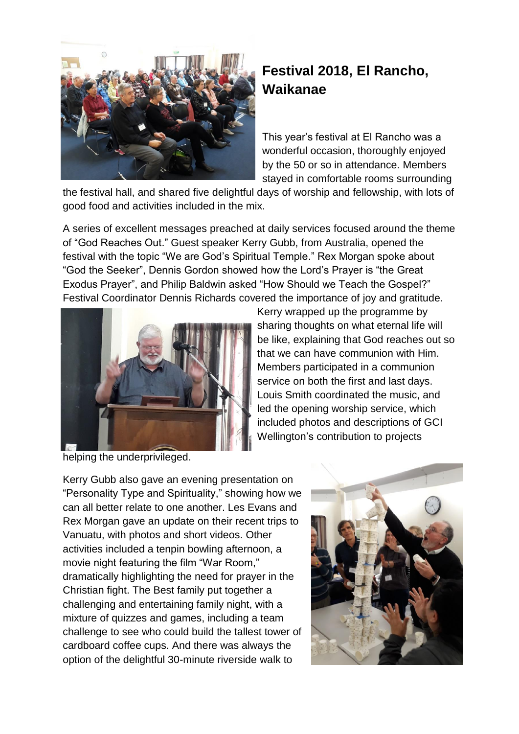# Festival 2018, El Rancho, Waikanae

This year's festival at El Rancho was a wonderful occasion, thoroughly enjoyed by the 50 or so in attendance. Members stayed in comfortable rooms surrounding the festival hall, and shared five delightful days of worship and fellowship, with lots of good food and activities included in the mix.

A series of excellent messages preached at daily services focused around the theme of "God Reaches Out." Guest speaker Kerry Gubb, from Australia, opened the festival with the topic "We are God's Spiritual Temple." Rex Morgan spoke about "God the Seeker", Dennis Gordon showed how the Lord's Prayer is "the Great Exodus Prayer", and Philip Baldwin asked "How Should we Teach the Gospel?" Festival Coordinator Dennis Richards covered the importance of joy and gratitude. Kerry wrapped up the programme by sharing thoughts on what eternal life will be like, explaining that God reaches out so that we can have communion with Him. Members participated in a communion service on both the first and last days. Louis Smith coordinated the music, and led the opening worship service, which included photos and descriptions of GCI Wellington's contribution to projects helping the underprivileged.

Kerry Gubb also gave an evening presentation on "Personality Type and Spirituality," showing how we can all better relate to one another. Les Evans and Rex Morgan gave an update on their recent trips to Vanuatu, with photos and short videos. Other activities included a tenpin bowling afternoon, a movie night featuring the film "War Room," dramatically highlighting the need for prayer in the Christian fight. The Best family put together a challenging and entertaining family night, with a mixture of quizzes and games, including a team challenge to see who could build the tallest tower of cardboard coffee cups. And there was always the option of the delightful 30-minute riverside walk to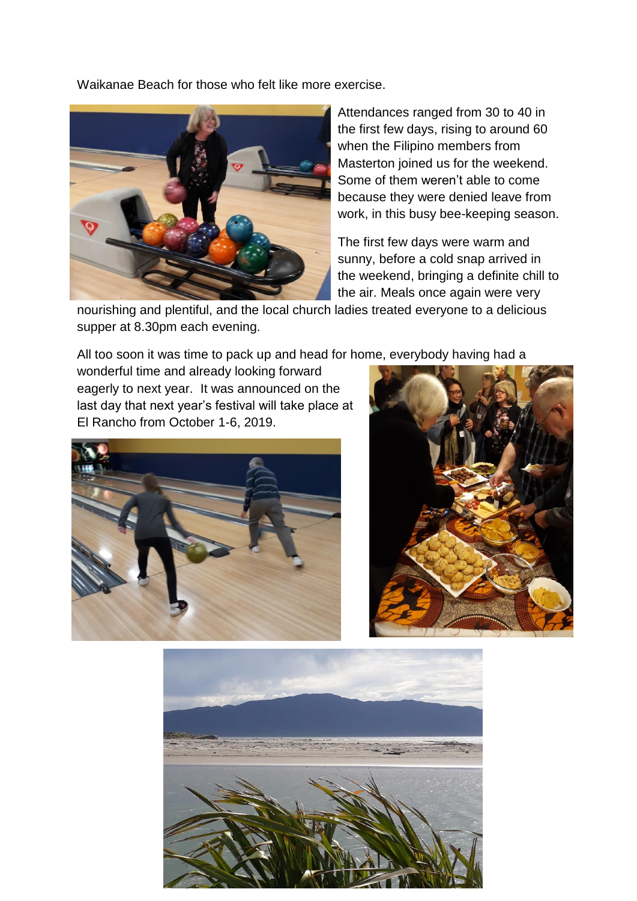Waikanae Beach for those who felt like more exercise.

Attendances ranged from 30 to 40 in the first few days, rising to around 60 when the Filipino members from Masterton joined us for the weekend. Some of them weren't able to come because they were denied leave from work, in this busy bee-keeping season.

The first few days were warm and sunny, before a cold snap arrived in the weekend, bringing a definite chill to the air. Meals once again were very nourishing and plentiful, and the local church ladies treated everyone to a delicious supper at 8.30pm each evening.

All too soon it was time to pack up and head for home, everybody having had a wonderful time and already looking forward eagerly to next year. It was announced on the last day that next year's festival will take place at El Rancho from October 1-6, 2019.